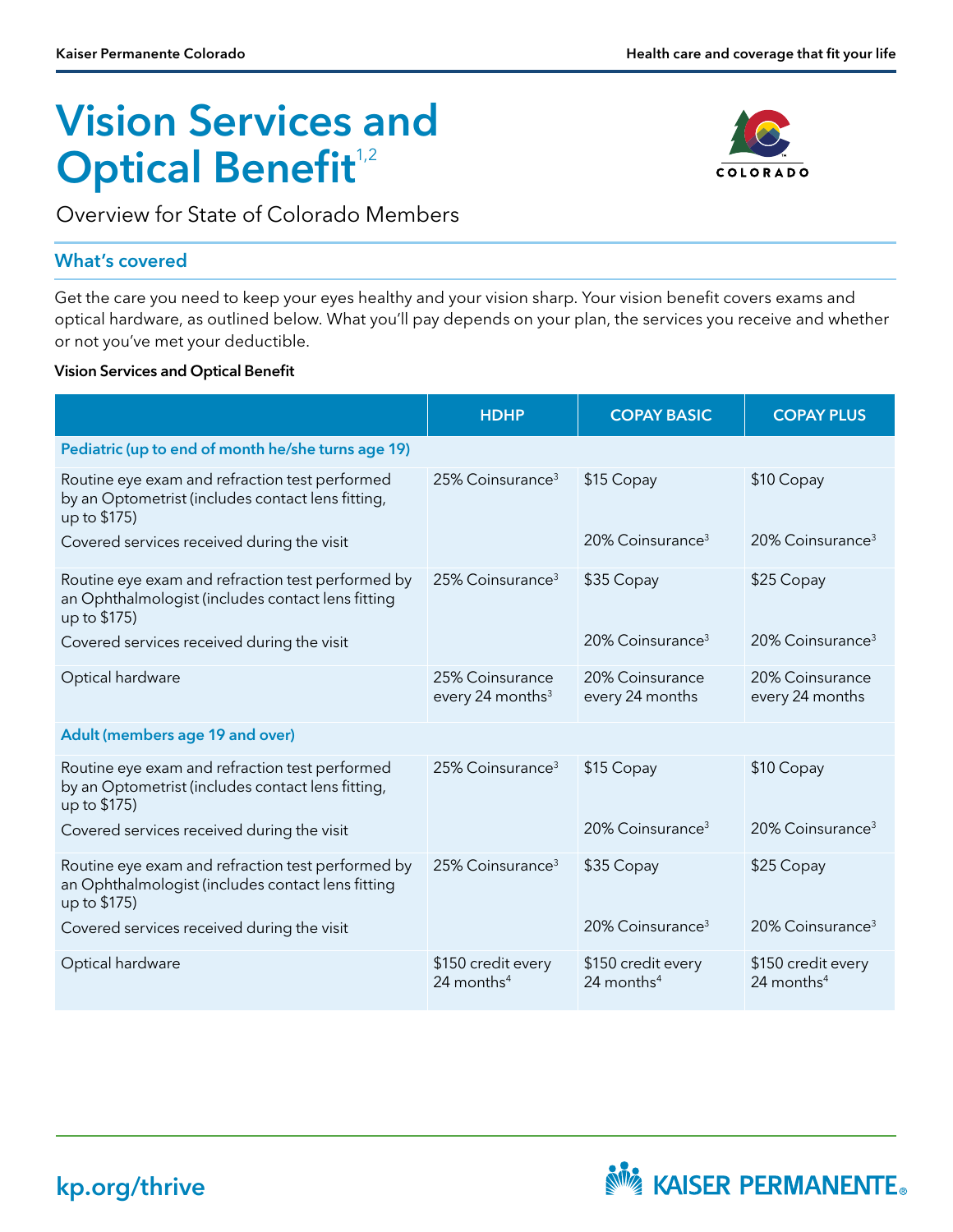# Vision Services and Optical Benefit[1,2]

Overview for State of Colorado Members

## What's covered

Get the care you need to keep your eyes healthy and your vision sharp. Your vision benefit covers exams and optical hardware, as outlined below. What you'll pay depends on your plan, the services you receive and whether or not you've met your deductible.

**Vision Services and Optical Benefit**

| | HDHP | COPAY BASIC | COPAY PLUS |
|---|---|---|---|
| **Pediatric (up to end of month he/she turns age 19)** | | | |
| Routine eye exam and refraction test performed by an Optometrist (includes contact lens fitting, up to $175) | 25% Coinsurance[3] | $15 Copay | $10 Copay |
| Covered services received during the visit | | 20% Coinsurance[3] | 20% Coinsurance[3] |
| Routine eye exam and refraction test performed by an Ophthalmologist (includes contact lens fitting up to $175) | 25% Coinsurance[3] | $35 Copay | $25 Copay |
| Covered services received during the visit | | 20% Coinsurance[3] | 20% Coinsurance[3] |
| Optical hardware | 25% Coinsurance every 24 months[3] | 20% Coinsurance every 24 months | 20% Coinsurance every 24 months |
| **Adult (members age 19 and over)** | | | |
| Routine eye exam and refraction test performed by an Optometrist (includes contact lens fitting, up to $175) | 25% Coinsurance[3] | $15 Copay | $10 Copay |
| Covered services received during the visit | | 20% Coinsurance[3] | 20% Coinsurance[3] |
| Routine eye exam and refraction test performed by an Ophthalmologist (includes contact lens fitting up to $175) | 25% Coinsurance[3] | $35 Copay | $25 Copay |
| Covered services received during the visit | | 20% Coinsurance[3] | 20% Coinsurance[3] |
| Optical hardware | $150 credit every 24 months[4] | $150 credit every 24 months[4] | $150 credit every 24 months[4] |

kp.org/thrive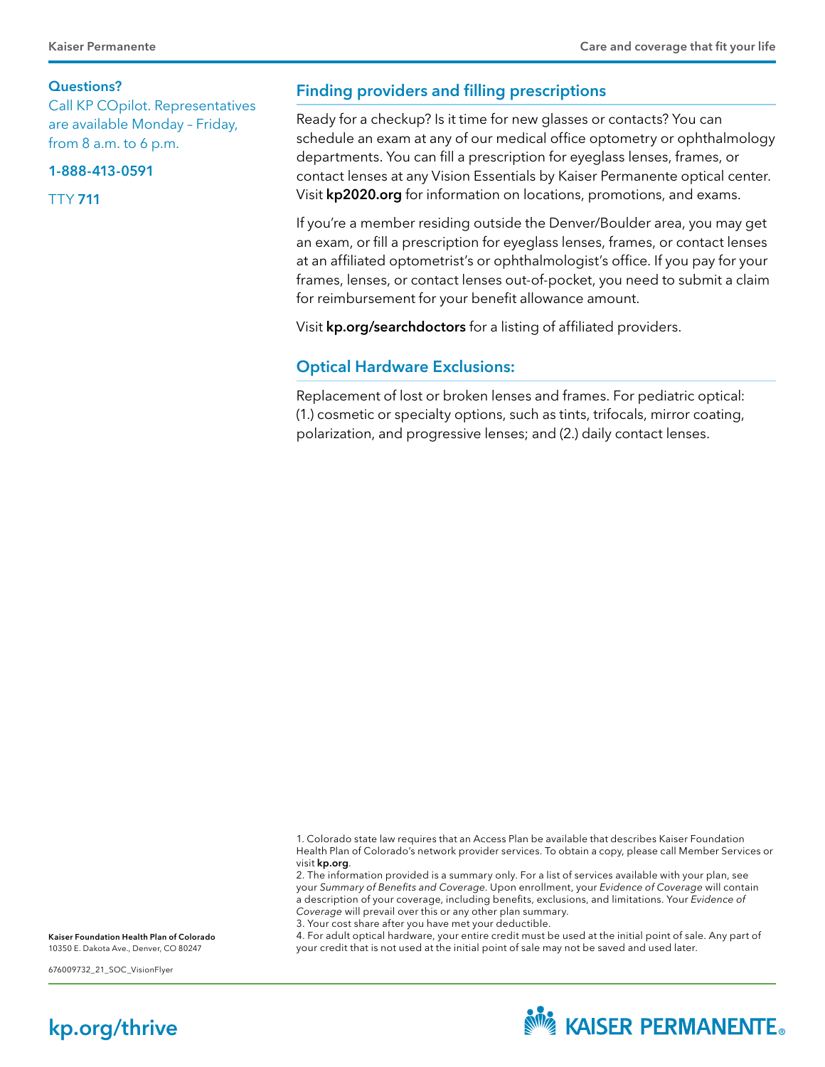**Questions?**

Call KP COpilot. Representatives are available Monday – Friday, from 8 a.m. to 6 p.m.

**1-888-413-0591**

TTY **711**

## Finding providers and filling prescriptions

Ready for a checkup? Is it time for new glasses or contacts? You can schedule an exam at any of our medical office optometry or ophthalmology departments. You can fill a prescription for eyeglass lenses, frames, or contact lenses at any Vision Essentials by Kaiser Permanente optical center. Visit **kp2020.org** for information on locations, promotions, and exams.

If you're a member residing outside the Denver/Boulder area, you may get an exam, or fill a prescription for eyeglass lenses, frames, or contact lenses at an affiliated optometrist's or ophthalmologist's office. If you pay for your frames, lenses, or contact lenses out-of-pocket, you need to submit a claim for reimbursement for your benefit allowance amount.

Visit **kp.org/searchdoctors** for a listing of affiliated providers.

## Optical Hardware Exclusions:

Replacement of lost or broken lenses and frames. For pediatric optical: (1.) cosmetic or specialty options, such as tints, trifocals, mirror coating, polarization, and progressive lenses; and (2.) daily contact lenses.

1. Colorado state law requires that an Access Plan be available that describes Kaiser Foundation Health Plan of Colorado's network provider services. To obtain a copy, please call Member Services or visit **kp.org**.
2. The information provided is a summary only. For a list of services available with your plan, see your *Summary of Benefits and Coverage*. Upon enrollment, your *Evidence of Coverage* will contain a description of your coverage, including benefits, exclusions, and limitations. Your *Evidence of Coverage* will prevail over this or any other plan summary.
3. Your cost share after you have met your deductible.
4. For adult optical hardware, your entire credit must be used at the initial point of sale. Any part of your credit that is not used at the initial point of sale may not be saved and used later.

**Kaiser Foundation Health Plan of Colorado**
10350 E. Dakota Ave., Denver, CO 80247

676009732_21_SOC_VisionFlyer

**kp.org/thrive**

KAISER PERMANENTE®